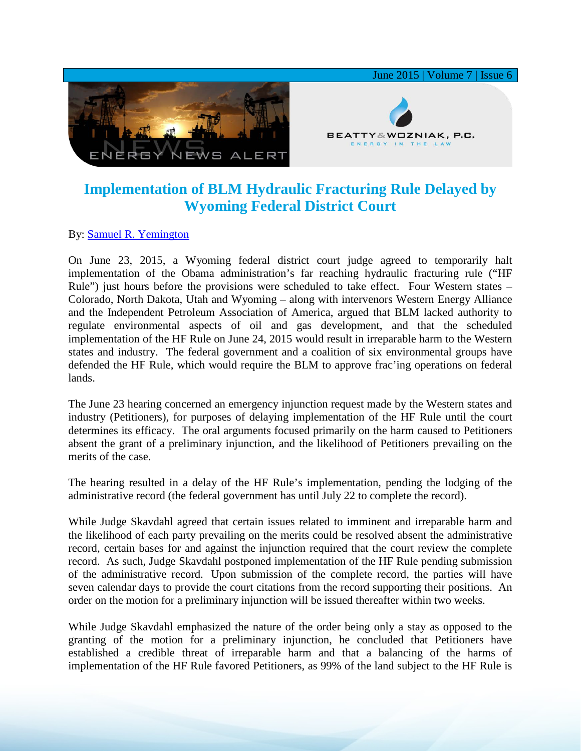# Implementation of BLM Hydraulic Fracturing Rule Delayed by Wyoming Federal District Court

By: Samuel R. Yemington

On June 23, 2015, a Wyoming federal district court judge agreed to temporarily halt implementation of the Obama administration's far reaching hydraulic fracturing rule ("HF Rule") just hours before the provisions were scheduled to take effect. Four Western states – Colorado, North Dakota, Utah and Wyoming – along with intervenors Western Energy Alliance and the Independent Petroleum Association of America, argued that BLM lacked authority to regulate environmental aspects of oil and gas development, and that the scheduled implementation of the HF Rule on June 24, 2015 would result in irreparable harm to the Western states and industry. The federal government and a coalition of six environmental groups have defended the HF Rule, which would require the BLM to approve frac'ing operations on federal lands.

The June 23 hearing concerned an emergency injunction request made by the Western states and industry (Petitioners), for purposes of delaying implementation of the HF Rule until the court determines its efficacy. The oral arguments focused primarily on the harm caused to Petitioners absent the grant of a preliminary injunction, and the likelihood of Petitioners prevailing on the merits of the case.

The hearing resulted in a delay of the HF Rule's implementation, pending the lodging of the administrative record (the federal government has until July 22 to complete the record).

While Judge Skavdahl agreed that certain issues related to imminent and irreparable harm and the likelihood of each party prevailing on the merits could be resolved absent the administrative record, certain bases for and against the injunction required that the court review the complete record. As such, Judge Skavdahl postponed implementation of the HF Rule pending submission of the administrative record. Upon submission of the complete record, the parties will have seven calendar days to provide the court citations from the record supporting their positions. An order on the motion for a preliminary injunction will be issued thereafter within two weeks.

While Judge Skavdahl emphasized the nature of the order being only a stay as opposed to the granting of the motion for a preliminary injunction, he concluded that Petitioners have established a credible threat of irreparable harm and that a balancing of the harms of implementation of the HF Rule favored Petitioners, as 99% of the land subject to the HF Rule is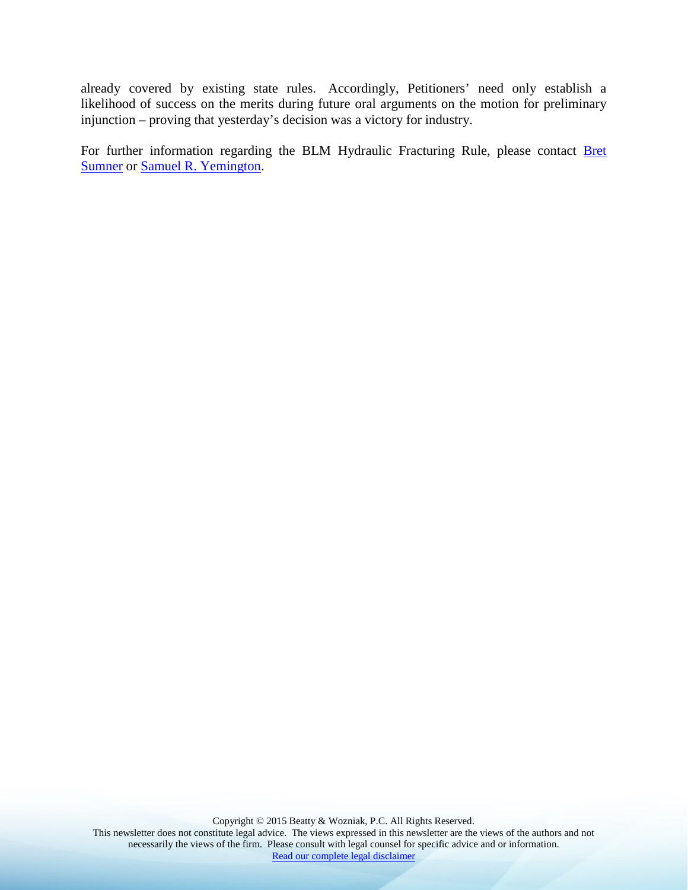already covered by existing state rules. Accordingly, Petitioners' need only establish a likelihood of success on the merits during future oral arguments on the motion for preliminary injunction – proving that yesterday's decision was a victory for industry.

For further information regarding the BLM Hydraulic Fracturing Rule, please contact [Bret Sumner]() or [Samuel R. Yemington]().

Copyright © 2015 Beatty & Wozniak, P.C. All Rights Reserved.
This newsletter does not constitute legal advice. The views expressed in this newsletter are the views of the authors and not necessarily the views of the firm. Please consult with legal counsel for specific advice and or information.
[Read our complete legal disclaimer]()